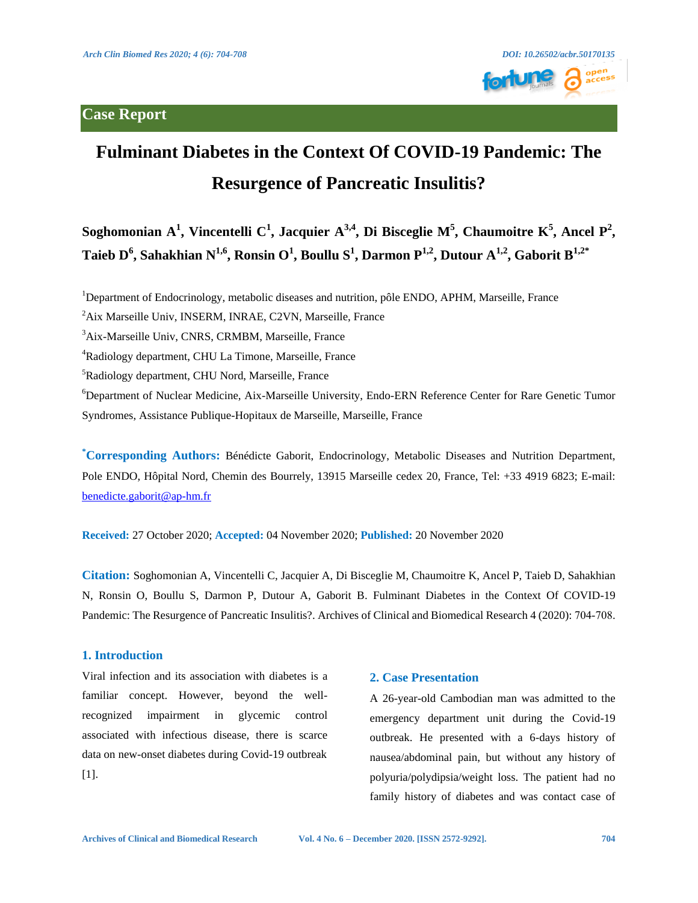Case Report

# Fulminant Diabetes in the Context Of COVID-19 Pandemic: The Resurgence of Pancreatic Insulitis?

**Soghomonian A[1], Vincentelli C[1], Jacquier A[3,4], Di Bisceglie M[5], Chaumoitre K[5], Ancel P[2], Taieb D[6], Sahakhian N[1,6], Ronsin O[1], Boullu S[1], Darmon P[1,2], Dutour A[1,2], Gaborit B[1,2*]**

[1]Department of Endocrinology, metabolic diseases and nutrition, pôle ENDO, APHM, Marseille, France

[2]Aix Marseille Univ, INSERM, INRAE, C2VN, Marseille, France

[3]Aix-Marseille Univ, CNRS, CRMBM, Marseille, France

[4]Radiology department, CHU La Timone, Marseille, France

[5]Radiology department, CHU Nord, Marseille, France

[6]Department of Nuclear Medicine, Aix-Marseille University, Endo-ERN Reference Center for Rare Genetic Tumor Syndromes, Assistance Publique-Hopitaux de Marseille, Marseille, France

**[*]Corresponding Authors:** Bénédicte Gaborit, Endocrinology, Metabolic Diseases and Nutrition Department, Pole ENDO, Hôpital Nord, Chemin des Bourrely, 13915 Marseille cedex 20, France, Tel: +33 4919 6823; E-mail: benedicte.gaborit@ap-hm.fr

**Received:** 27 October 2020; **Accepted:** 04 November 2020; **Published:** 20 November 2020

**Citation:** Soghomonian A, Vincentelli C, Jacquier A, Di Bisceglie M, Chaumoitre K, Ancel P, Taieb D, Sahakhian N, Ronsin O, Boullu S, Darmon P, Dutour A, Gaborit B. Fulminant Diabetes in the Context Of COVID-19 Pandemic: The Resurgence of Pancreatic Insulitis?. Archives of Clinical and Biomedical Research 4 (2020): 704-708.

## 1. Introduction

Viral infection and its association with diabetes is a familiar concept. However, beyond the well-recognized impairment in glycemic control associated with infectious disease, there is scarce data on new-onset diabetes during Covid-19 outbreak [1].

## 2. Case Presentation

A 26-year-old Cambodian man was admitted to the emergency department unit during the Covid-19 outbreak. He presented with a 6-days history of nausea/abdominal pain, but without any history of polyuria/polydipsia/weight loss. The patient had no family history of diabetes and was contact case of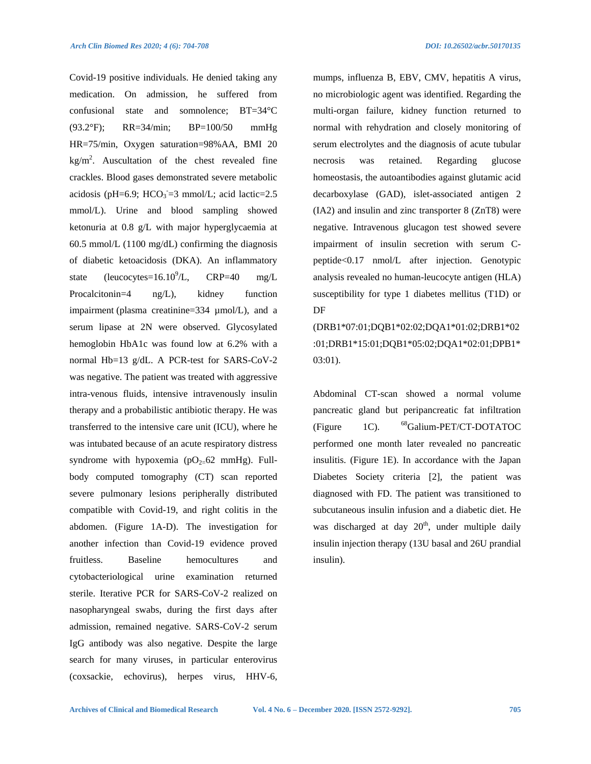Covid-19 positive individuals. He denied taking any medication. On admission, he suffered from confusional state and somnolence; BT=34°C (93.2°F); RR=34/min; BP=100/50 mmHg HR=75/min, Oxygen saturation=98%AA, BMI 20 $kg/m^2$. Auscultation of the chest revealed fine crackles. Blood gases demonstrated severe metabolic acidosis (pH=6.9; $HCO_3^-$=3 mmol/L; acid lactic=2.5 mmol/L). Urine and blood sampling showed ketonuria at 0.8 g/L with major hyperglycaemia at 60.5 mmol/L (1100 mg/dL) confirming the diagnosis of diabetic ketoacidosis (DKA). An inflammatory state (leucocytes=$16.10^9$/L, CRP=40 mg/L Procalcitonin=4 ng/L), kidney function impairment (plasma creatinine=334 µmol/L), and a serum lipase at 2N were observed. Glycosylated hemoglobin HbA1c was found low at 6.2% with a normal Hb=13 g/dL. A PCR-test for SARS-CoV-2 was negative. The patient was treated with aggressive intra-venous fluids, intensive intravenously insulin therapy and a probabilistic antibiotic therapy. He was transferred to the intensive care unit (ICU), where he was intubated because of an acute respiratory distress syndrome with hypoxemia ($pO_2$=62 mmHg). Full-body computed tomography (CT) scan reported severe pulmonary lesions peripherally distributed compatible with Covid-19, and right colitis in the abdomen. (Figure 1A-D). The investigation for another infection than Covid-19 evidence proved fruitless. Baseline hemocultures and cytobacteriological urine examination returned sterile. Iterative PCR for SARS-CoV-2 realized on nasopharyngeal swabs, during the first days after admission, remained negative. SARS-CoV-2 serum IgG antibody was also negative. Despite the large search for many viruses, in particular enterovirus (coxsackie, echovirus), herpes virus, HHV-6, mumps, influenza B, EBV, CMV, hepatitis A virus, no microbiologic agent was identified. Regarding the multi-organ failure, kidney function returned to normal with rehydration and closely monitoring of serum electrolytes and the diagnosis of acute tubular necrosis was retained. Regarding glucose homeostasis, the autoantibodies against glutamic acid decarboxylase (GAD), islet-associated antigen 2 (IA2) and insulin and zinc transporter 8 (ZnT8) were negative. Intravenous glucagon test showed severe impairment of insulin secretion with serum C-peptide<0.17 nmol/L after injection. Genotypic analysis revealed no human-leucocyte antigen (HLA) susceptibility for type 1 diabetes mellitus (T1D) or DF (DRB1*07:01;DQB1*02:02;DQA1*01:02;DRB1*02:01;DRB1*15:01;DQB1*05:02;DQA1*02:01;DPB1*03:01).

Abdominal CT-scan showed a normal volume pancreatic gland but peripancreatic fat infiltration (Figure 1C). $^{68}$Galium-PET/CT-DOTATOC performed one month later revealed no pancreatic insulitis. (Figure 1E). In accordance with the Japan Diabetes Society criteria [2], the patient was diagnosed with FD. The patient was transitioned to subcutaneous insulin infusion and a diabetic diet. He was discharged at day 20th, under multiple daily insulin injection therapy (13U basal and 26U prandial insulin).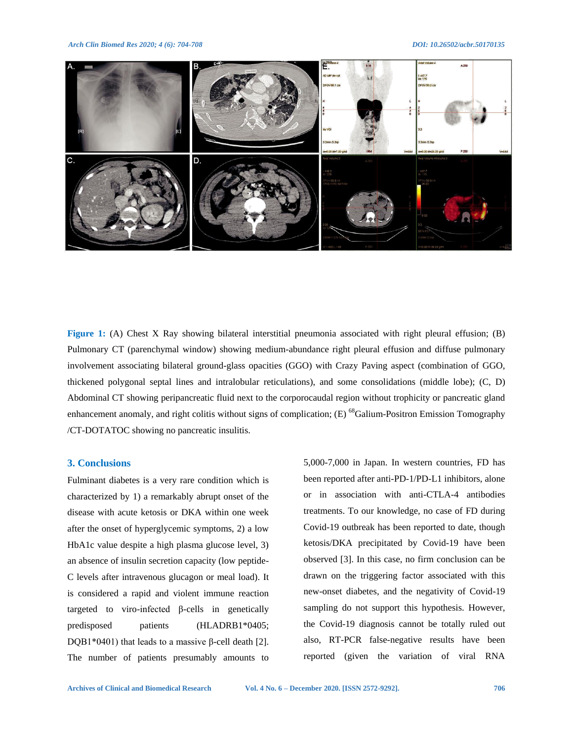**Figure 1:** (A) Chest X Ray showing bilateral interstitial pneumonia associated with right pleural effusion; (B) Pulmonary CT (parenchymal window) showing medium-abundance right pleural effusion and diffuse pulmonary involvement associating bilateral ground-glass opacities (GGO) with Crazy Paving aspect (combination of GGO, thickened polygonal septal lines and intralobular reticulations), and some consolidations (middle lobe); (C, D) Abdominal CT showing peripancreatic fluid next to the corporocaudal region without trophicity or pancreatic gland enhancement anomaly, and right colitis without signs of complication; (E) $^{68}$Galium-Positron Emission Tomography /CT-DOTATOC showing no pancreatic insulitis.

## 3. Conclusions

Fulminant diabetes is a very rare condition which is characterized by 1) a remarkably abrupt onset of the disease with acute ketosis or DKA within one week after the onset of hyperglycemic symptoms, 2) a low HbA1c value despite a high plasma glucose level, 3) an absence of insulin secretion capacity (low peptide-C levels after intravenous glucagon or meal load). It is considered a rapid and violent immune reaction targeted to viro-infected β-cells in genetically predisposed patients (HLADRB1*0405; DQB1*0401) that leads to a massive β-cell death [2]. The number of patients presumably amounts to 5,000-7,000 in Japan. In western countries, FD has been reported after anti-PD-1/PD-L1 inhibitors, alone or in association with anti-CTLA-4 antibodies treatments. To our knowledge, no case of FD during Covid-19 outbreak has been reported to date, though ketosis/DKA precipitated by Covid-19 have been observed [3]. In this case, no firm conclusion can be drawn on the triggering factor associated with this new-onset diabetes, and the negativity of Covid-19 sampling do not support this hypothesis. However, the Covid-19 diagnosis cannot be totally ruled out also, RT-PCR false-negative results have been reported (given the variation of viral RNA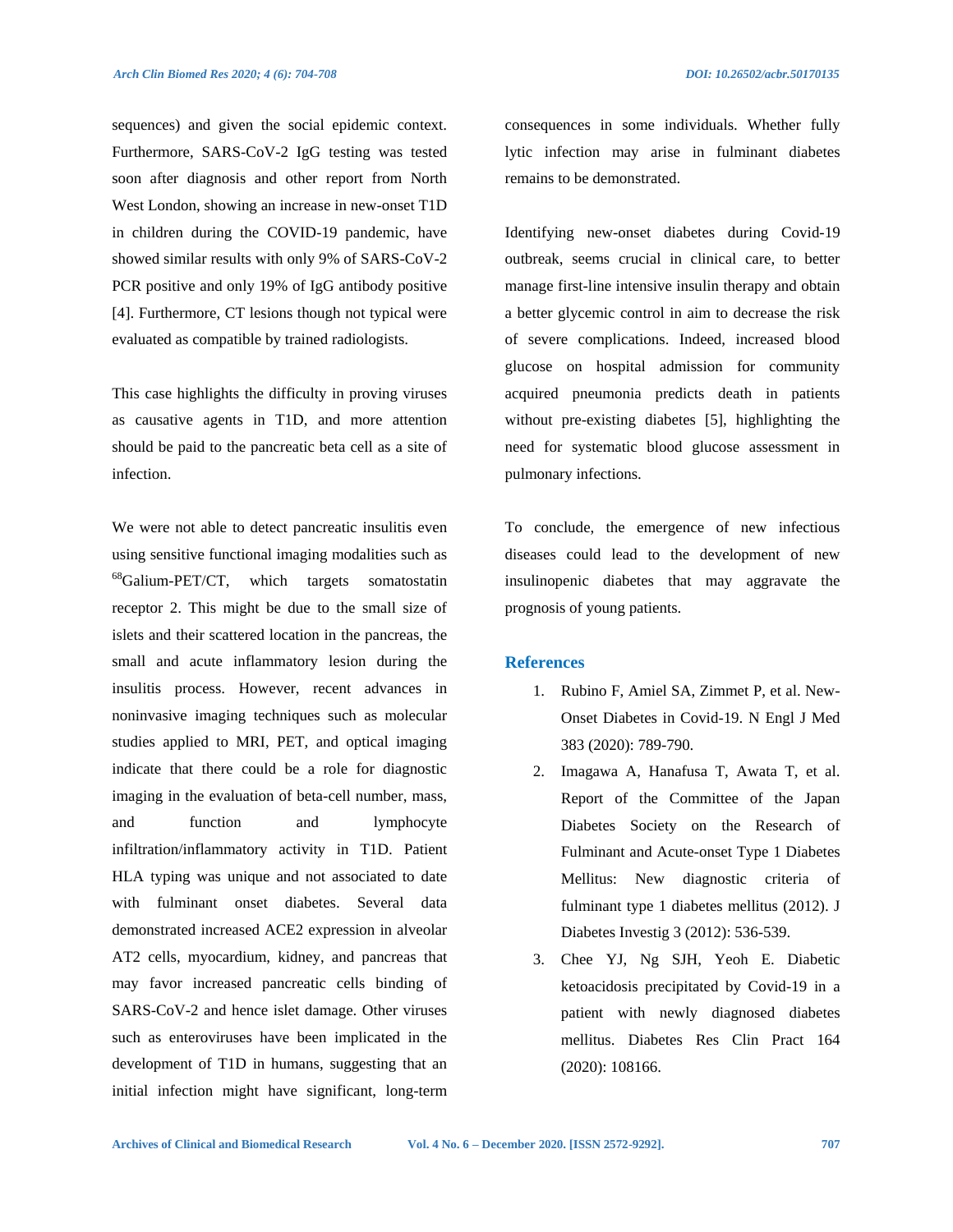sequences) and given the social epidemic context. Furthermore, SARS-CoV-2 IgG testing was tested soon after diagnosis and other report from North West London, showing an increase in new-onset T1D in children during the COVID-19 pandemic, have showed similar results with only 9% of SARS-CoV-2 PCR positive and only 19% of IgG antibody positive [4]. Furthermore, CT lesions though not typical were evaluated as compatible by trained radiologists.

This case highlights the difficulty in proving viruses as causative agents in T1D, and more attention should be paid to the pancreatic beta cell as a site of infection.

We were not able to detect pancreatic insulitis even using sensitive functional imaging modalities such as $^{68}$Galium-PET/CT, which targets somatostatin receptor 2. This might be due to the small size of islets and their scattered location in the pancreas, the small and acute inflammatory lesion during the insulitis process. However, recent advances in noninvasive imaging techniques such as molecular studies applied to MRI, PET, and optical imaging indicate that there could be a role for diagnostic imaging in the evaluation of beta-cell number, mass, and function and lymphocyte infiltration/inflammatory activity in T1D. Patient HLA typing was unique and not associated to date with fulminant onset diabetes. Several data demonstrated increased ACE2 expression in alveolar AT2 cells, myocardium, kidney, and pancreas that may favor increased pancreatic cells binding of SARS-CoV-2 and hence islet damage. Other viruses such as enteroviruses have been implicated in the development of T1D in humans, suggesting that an initial infection might have significant, long-term consequences in some individuals. Whether fully lytic infection may arise in fulminant diabetes remains to be demonstrated.

Identifying new-onset diabetes during Covid-19 outbreak, seems crucial in clinical care, to better manage first-line intensive insulin therapy and obtain a better glycemic control in aim to decrease the risk of severe complications. Indeed, increased blood glucose on hospital admission for community acquired pneumonia predicts death in patients without pre-existing diabetes [5], highlighting the need for systematic blood glucose assessment in pulmonary infections.

To conclude, the emergence of new infectious diseases could lead to the development of new insulinopenic diabetes that may aggravate the prognosis of young patients.

## References

1. Rubino F, Amiel SA, Zimmet P, et al. New-Onset Diabetes in Covid-19. N Engl J Med 383 (2020): 789-790.
2. Imagawa A, Hanafusa T, Awata T, et al. Report of the Committee of the Japan Diabetes Society on the Research of Fulminant and Acute-onset Type 1 Diabetes Mellitus: New diagnostic criteria of fulminant type 1 diabetes mellitus (2012). J Diabetes Investig 3 (2012): 536-539.
3. Chee YJ, Ng SJH, Yeoh E. Diabetic ketoacidosis precipitated by Covid-19 in a patient with newly diagnosed diabetes mellitus. Diabetes Res Clin Pract 164 (2020): 108166.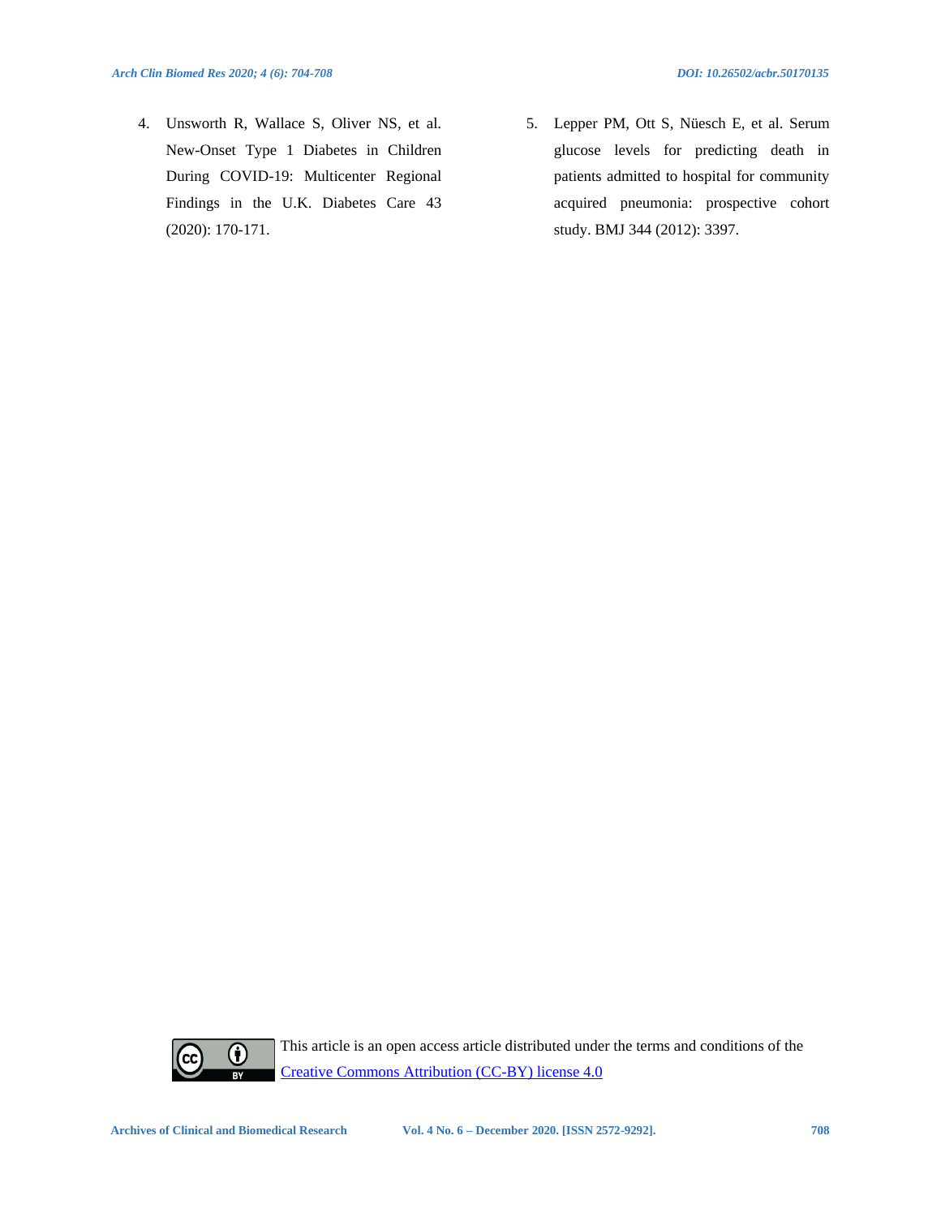4. Unsworth R, Wallace S, Oliver NS, et al. New-Onset Type 1 Diabetes in Children During COVID-19: Multicenter Regional Findings in the U.K. Diabetes Care 43 (2020): 170-171.

5. Lepper PM, Ott S, Nüesch E, et al. Serum glucose levels for predicting death in patients admitted to hospital for community acquired pneumonia: prospective cohort study. BMJ 344 (2012): 3397.

This article is an open access article distributed under the terms and conditions of the [Creative Commons Attribution (CC-BY) license 4.0]